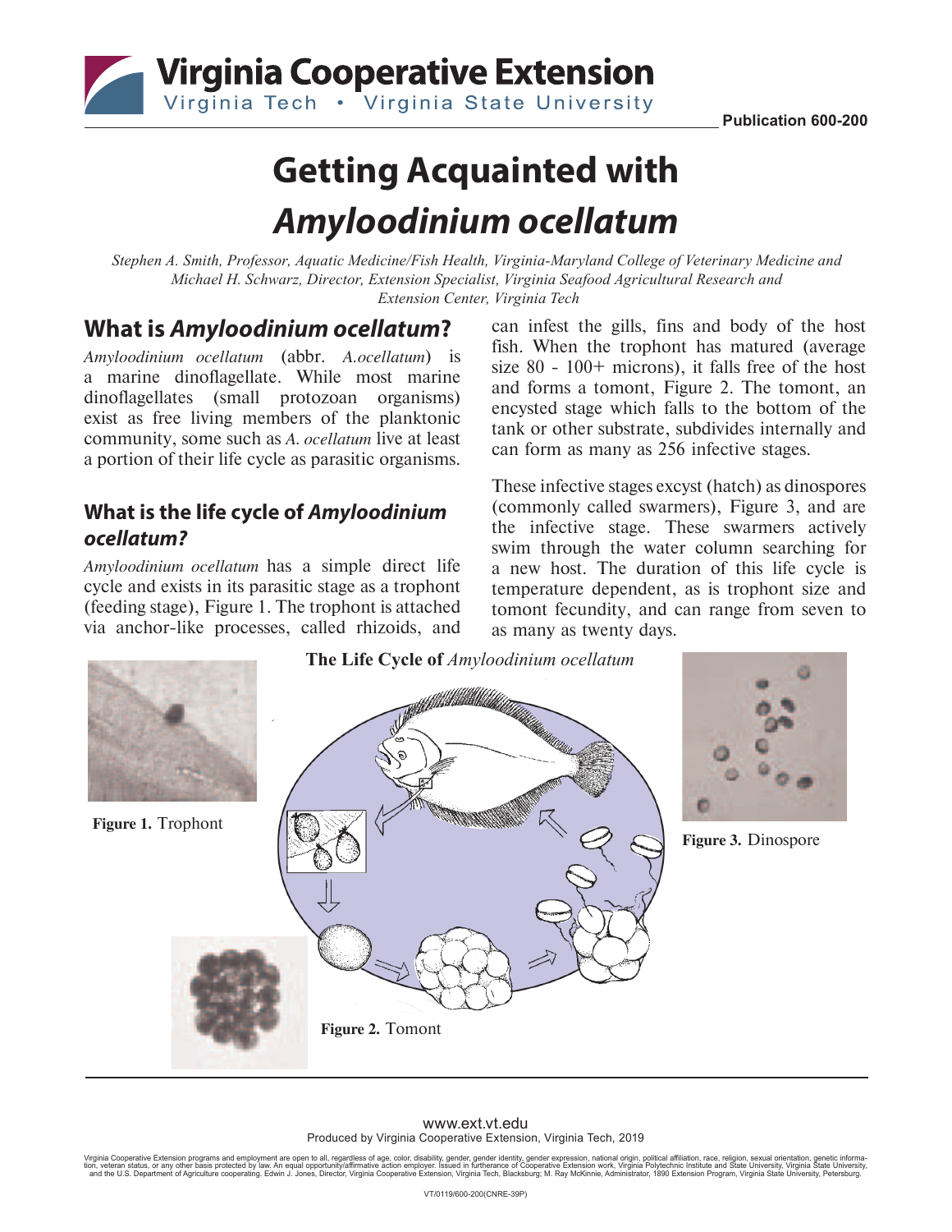Virginia Cooperative Extension
Virginia Tech • Virginia State University

Publication 600-200

# Getting Acquainted with *Amyloodinium ocellatum*

*Stephen A. Smith, Professor, Aquatic Medicine/Fish Health, Virginia-Maryland College of Veterinary Medicine and Michael H. Schwarz, Director, Extension Specialist, Virginia Seafood Agricultural Research and Extension Center, Virginia Tech*

## What is *Amyloodinium ocellatum*?

*Amyloodinium ocellatum* (abbr. *A.ocellatum*) is a marine dinoflagellate. While most marine dinoflagellates (small protozoan organisms) exist as free living members of the planktonic community, some such as *A. ocellatum* live at least a portion of their life cycle as parasitic organisms.

### What is the life cycle of *Amyloodinium ocellatum?*

*Amyloodinium ocellatum* has a simple direct life cycle and exists in its parasitic stage as a trophont (feeding stage), Figure 1. The trophont is attached via anchor-like processes, called rhizoids, and can infest the gills, fins and body of the host fish. When the trophont has matured (average size 80 - 100+ microns), it falls free of the host and forms a tomont, Figure 2. The tomont, an encysted stage which falls to the bottom of the tank or other substrate, subdivides internally and can form as many as 256 infective stages.

These infective stages excyst (hatch) as dinospores (commonly called swarmers), Figure 3, and are the infective stage. These swarmers actively swim through the water column searching for a new host. The duration of this life cycle is temperature dependent, as is trophont size and tomont fecundity, and can range from seven to as many as twenty days.

**The Life Cycle of** *Amyloodinium ocellatum*

**Figure 1.** Trophont

**Figure 2.** Tomont

**Figure 3.** Dinospore

www.ext.vt.edu
Produced by Virginia Cooperative Extension, Virginia Tech, 2019

Virginia Cooperative Extension programs and employment are open to all, regardless of age, color, disability, gender, gender identity, gender expression, national origin, political affiliation, race, religion, sexual orientation, genetic information, veteran status, or any other basis protected by law. An equal opportunity/affirmative action employer. Issued in furtherance of Cooperative Extension work, Virginia Polytechnic Institute and State University, Virginia State University, and the U.S. Department of Agriculture cooperating. Edwin J. Jones, Director, Virginia Cooperative Extension, Virginia Tech, Blacksburg; M. Ray McKinnie, Administrator, 1890 Extension Program, Virginia State University, Petersburg.

VT/0119/600-200(CNRE-39P)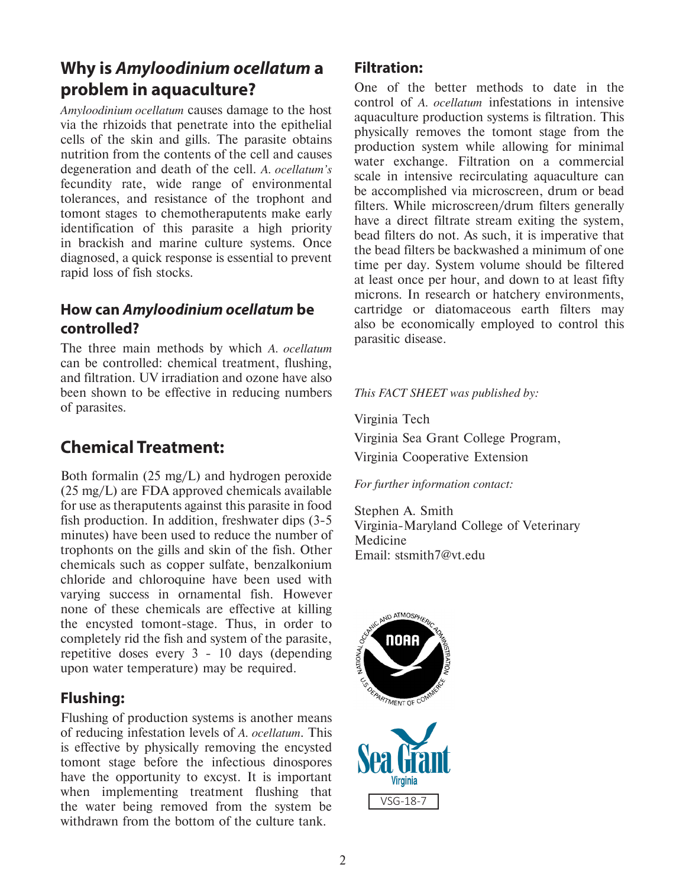## Why is *Amyloodinium ocellatum* a problem in aquaculture?

*Amyloodinium ocellatum* causes damage to the host via the rhizoids that penetrate into the epithelial cells of the skin and gills. The parasite obtains nutrition from the contents of the cell and causes degeneration and death of the cell. *A. ocellatum's* fecundity rate, wide range of environmental tolerances, and resistance of the trophont and tomont stages to chemotheraputents make early identification of this parasite a high priority in brackish and marine culture systems. Once diagnosed, a quick response is essential to prevent rapid loss of fish stocks.

### How can *Amyloodinium ocellatum* be controlled?

The three main methods by which *A. ocellatum* can be controlled: chemical treatment, flushing, and filtration. UV irradiation and ozone have also been shown to be effective in reducing numbers of parasites.

## Chemical Treatment:

Both formalin (25 mg/L) and hydrogen peroxide (25 mg/L) are FDA approved chemicals available for use as theraputents against this parasite in food fish production. In addition, freshwater dips (3-5 minutes) have been used to reduce the number of trophonts on the gills and skin of the fish. Other chemicals such as copper sulfate, benzalkonium chloride and chloroquine have been used with varying success in ornamental fish. However none of these chemicals are effective at killing the encysted tomont-stage. Thus, in order to completely rid the fish and system of the parasite, repetitive doses every 3 - 10 days (depending upon water temperature) may be required.

### Flushing:

Flushing of production systems is another means of reducing infestation levels of *A. ocellatum*. This is effective by physically removing the encysted tomont stage before the infectious dinospores have the opportunity to excyst. It is important when implementing treatment flushing that the water being removed from the system be withdrawn from the bottom of the culture tank.

### Filtration:

One of the better methods to date in the control of *A. ocellatum* infestations in intensive aquaculture production systems is filtration. This physically removes the tomont stage from the production system while allowing for minimal water exchange. Filtration on a commercial scale in intensive recirculating aquaculture can be accomplished via microscreen, drum or bead filters. While microscreen/drum filters generally have a direct filtrate stream exiting the system, bead filters do not. As such, it is imperative that the bead filters be backwashed a minimum of one time per day. System volume should be filtered at least once per hour, and down to at least fifty microns. In research or hatchery environments, cartridge or diatomaceous earth filters may also be economically employed to control this parasitic disease.

*This FACT SHEET was published by:*

Virginia Tech
Virginia Sea Grant College Program,
Virginia Cooperative Extension

*For further information contact:*

Stephen A. Smith
Virginia-Maryland College of Veterinary Medicine
Email: stsmith7@vt.edu

VSG-18-7